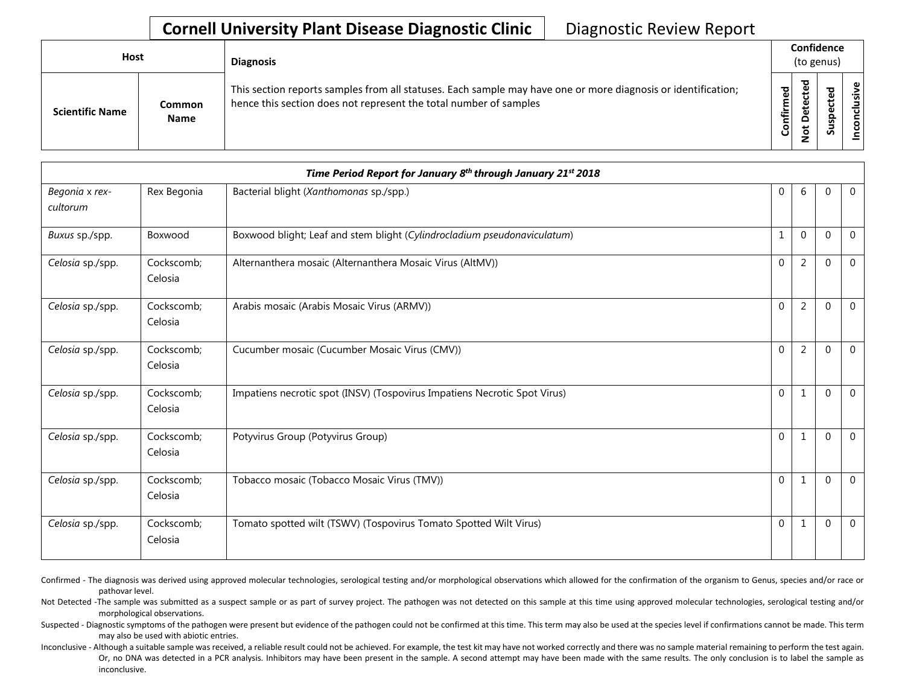# Cornell University Plant Disease Diagnostic Clinic

## Diagnostic Review Report

| Host | | Diagnosis | Confidence (to genus) | | | |
|---|---|---|---|---|---|---|
| Scientific Name | Common Name | This section reports samples from all statuses. Each sample may have one or more diagnosis or identification; hence this section does not represent the total number of samples | Confirmed | Not Detected | Suspected | Inconclusive |
| **Time Period Report for January 8th through January 21st 2018** | | | | | | |
| *Begonia* x *rex-cultorum* | Rex Begonia | Bacterial blight (*Xanthomonas* sp./spp.) | 0 | 6 | 0 | 0 |
| *Buxus* sp./spp. | Boxwood | Boxwood blight; Leaf and stem blight (*Cylindrocladium pseudonaviculatum*) | 1 | 0 | 0 | 0 |
| *Celosia* sp./spp. | Cockscomb; Celosia | Alternanthera mosaic (Alternanthera Mosaic Virus (AltMV)) | 0 | 2 | 0 | 0 |
| *Celosia* sp./spp. | Cockscomb; Celosia | Arabis mosaic (Arabis Mosaic Virus (ARMV)) | 0 | 2 | 0 | 0 |
| *Celosia* sp./spp. | Cockscomb; Celosia | Cucumber mosaic (Cucumber Mosaic Virus (CMV)) | 0 | 2 | 0 | 0 |
| *Celosia* sp./spp. | Cockscomb; Celosia | Impatiens necrotic spot (INSV) (Tospovirus Impatiens Necrotic Spot Virus) | 0 | 1 | 0 | 0 |
| *Celosia* sp./spp. | Cockscomb; Celosia | Potyvirus Group (Potyvirus Group) | 0 | 1 | 0 | 0 |
| *Celosia* sp./spp. | Cockscomb; Celosia | Tobacco mosaic (Tobacco Mosaic Virus (TMV)) | 0 | 1 | 0 | 0 |
| *Celosia* sp./spp. | Cockscomb; Celosia | Tomato spotted wilt (TSWV) (Tospovirus Tomato Spotted Wilt Virus) | 0 | 1 | 0 | 0 |

Confirmed - The diagnosis was derived using approved molecular technologies, serological testing and/or morphological observations which allowed for the confirmation of the organism to Genus, species and/or race or pathovar level.

Not Detected -The sample was submitted as a suspect sample or as part of survey project. The pathogen was not detected on this sample at this time using approved molecular technologies, serological testing and/or morphological observations.

Suspected - Diagnostic symptoms of the pathogen were present but evidence of the pathogen could not be confirmed at this time. This term may also be used at the species level if confirmations cannot be made. This term may also be used with abiotic entries.

Inconclusive - Although a suitable sample was received, a reliable result could not be achieved. For example, the test kit may have not worked correctly and there was no sample material remaining to perform the test again. Or, no DNA was detected in a PCR analysis. Inhibitors may have been present in the sample. A second attempt may have been made with the same results. The only conclusion is to label the sample as inconclusive.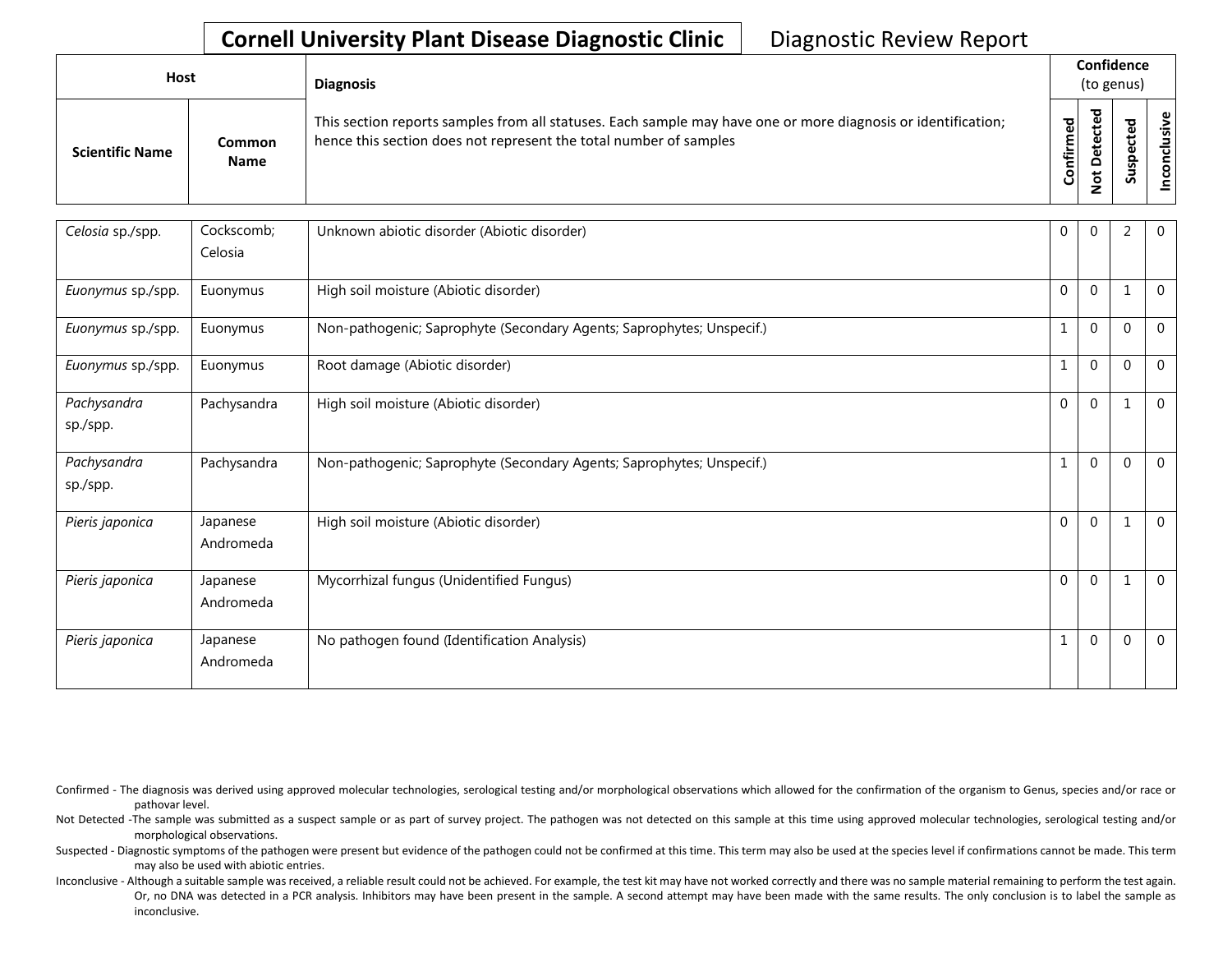# Cornell University Plant Disease Diagnostic Clinic

Diagnostic Review Report

| Host | | Diagnosis | Confidence (to genus) | | | |
|---|---|---|---|---|---|---|
| Scientific Name | Common Name | This section reports samples from all statuses. Each sample may have one or more diagnosis or identification; hence this section does not represent the total number of samples | Confirmed | Not Detected | Suspected | Inconclusive |
| *Celosia* sp./spp. | Cockscomb; Celosia | Unknown abiotic disorder (Abiotic disorder) | 0 | 0 | 2 | 0 |
| *Euonymus* sp./spp. | Euonymus | High soil moisture (Abiotic disorder) | 0 | 0 | 1 | 0 |
| *Euonymus* sp./spp. | Euonymus | Non-pathogenic; Saprophyte (Secondary Agents; Saprophytes; Unspecif.) | 1 | 0 | 0 | 0 |
| *Euonymus* sp./spp. | Euonymus | Root damage (Abiotic disorder) | 1 | 0 | 0 | 0 |
| *Pachysandra* sp./spp. | Pachysandra | High soil moisture (Abiotic disorder) | 0 | 0 | 1 | 0 |
| *Pachysandra* sp./spp. | Pachysandra | Non-pathogenic; Saprophyte (Secondary Agents; Saprophytes; Unspecif.) | 1 | 0 | 0 | 0 |
| *Pieris japonica* | Japanese Andromeda | High soil moisture (Abiotic disorder) | 0 | 0 | 1 | 0 |
| *Pieris japonica* | Japanese Andromeda | Mycorrhizal fungus (Unidentified Fungus) | 0 | 0 | 1 | 0 |
| *Pieris japonica* | Japanese Andromeda | No pathogen found (Identification Analysis) | 1 | 0 | 0 | 0 |

Confirmed - The diagnosis was derived using approved molecular technologies, serological testing and/or morphological observations which allowed for the confirmation of the organism to Genus, species and/or race or pathovar level.

Not Detected -The sample was submitted as a suspect sample or as part of survey project. The pathogen was not detected on this sample at this time using approved molecular technologies, serological testing and/or morphological observations.

Suspected - Diagnostic symptoms of the pathogen were present but evidence of the pathogen could not be confirmed at this time. This term may also be used at the species level if confirmations cannot be made. This term may also be used with abiotic entries.

Inconclusive - Although a suitable sample was received, a reliable result could not be achieved. For example, the test kit may have not worked correctly and there was no sample material remaining to perform the test again. Or, no DNA was detected in a PCR analysis. Inhibitors may have been present in the sample. A second attempt may have been made with the same results. The only conclusion is to label the sample as inconclusive.